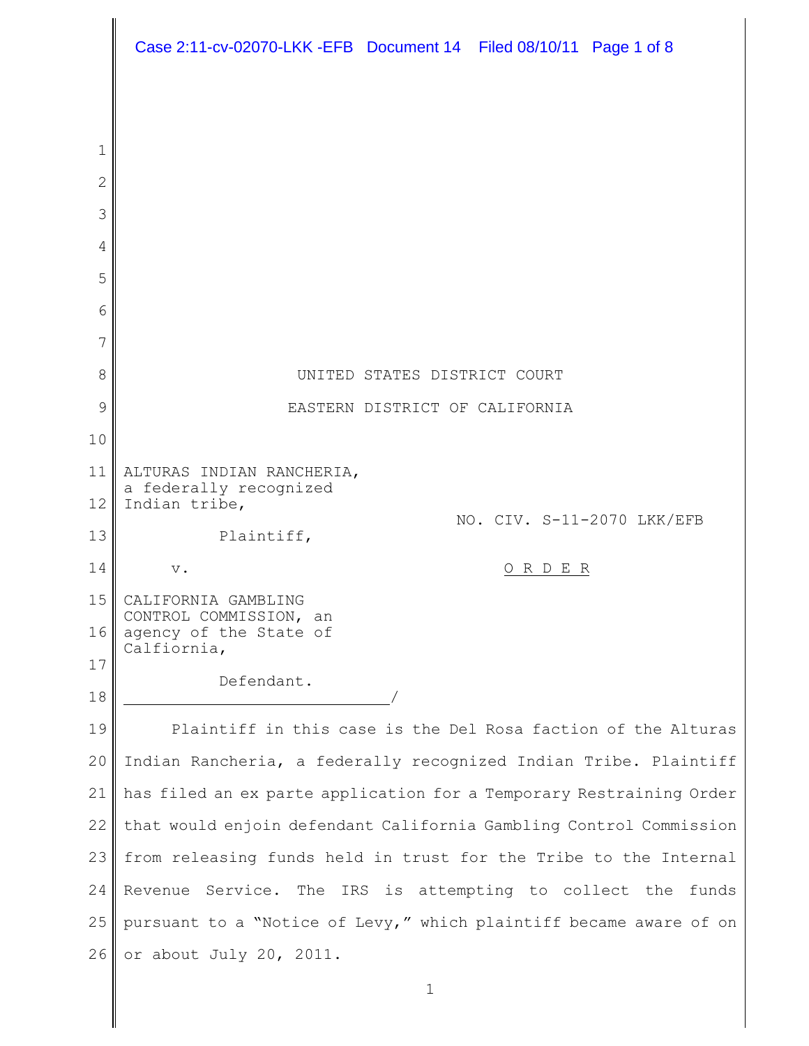UNITED STATES DISTRICT COURT

EASTERN DISTRICT OF CALIFORNIA

ALTURAS INDIAN RANCHERIA, a federally recognized Indian tribe,

Plaintiff,

v.

CALIFORNIA GAMBLING CONTROL COMMISSION, an agency of the State of Calfiornia,

Defendant.
\_\_\_\_\_\_\_\_\_\_\_\_\_\_\_\_\_\_\_\_\_\_\_\_\_\_\_\_/

NO. CIV. S-11-2070 LKK/EFB

O R D E R

Plaintiff in this case is the Del Rosa faction of the Alturas Indian Rancheria, a federally recognized Indian Tribe. Plaintiff has filed an ex parte application for a Temporary Restraining Order that would enjoin defendant California Gambling Control Commission from releasing funds held in trust for the Tribe to the Internal Revenue Service. The IRS is attempting to collect the funds pursuant to a "Notice of Levy," which plaintiff became aware of on or about July 20, 2011.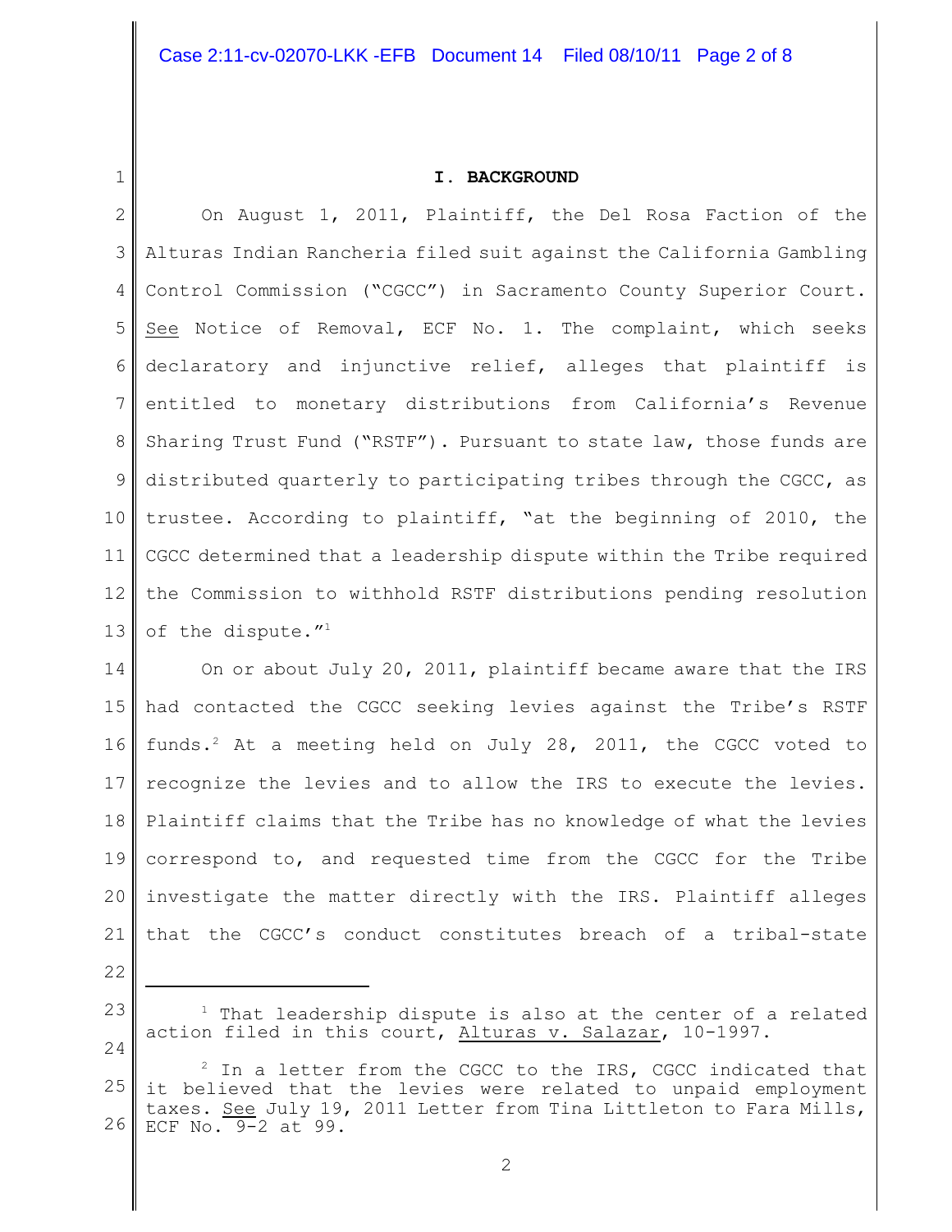## I. BACKGROUND

On August 1, 2011, Plaintiff, the Del Rosa Faction of the Alturas Indian Rancheria filed suit against the California Gambling Control Commission ("CGCC") in Sacramento County Superior Court. See Notice of Removal, ECF No. 1. The complaint, which seeks declaratory and injunctive relief, alleges that plaintiff is entitled to monetary distributions from California's Revenue Sharing Trust Fund ("RSTF"). Pursuant to state law, those funds are distributed quarterly to participating tribes through the CGCC, as trustee. According to plaintiff, "at the beginning of 2010, the CGCC determined that a leadership dispute within the Tribe required the Commission to withhold RSTF distributions pending resolution of the dispute."[1]

On or about July 20, 2011, plaintiff became aware that the IRS had contacted the CGCC seeking levies against the Tribe's RSTF funds.[2] At a meeting held on July 28, 2011, the CGCC voted to recognize the levies and to allow the IRS to execute the levies. Plaintiff claims that the Tribe has no knowledge of what the levies correspond to, and requested time from the CGCC for the Tribe investigate the matter directly with the IRS. Plaintiff alleges that the CGCC's conduct constitutes breach of a tribal-state

---

[1] That leadership dispute is also at the center of a related action filed in this court, Alturas v. Salazar, 10-1997.

[2] In a letter from the CGCC to the IRS, CGCC indicated that it believed that the levies were related to unpaid employment taxes. See July 19, 2011 Letter from Tina Littleton to Fara Mills, ECF No. 9-2 at 99.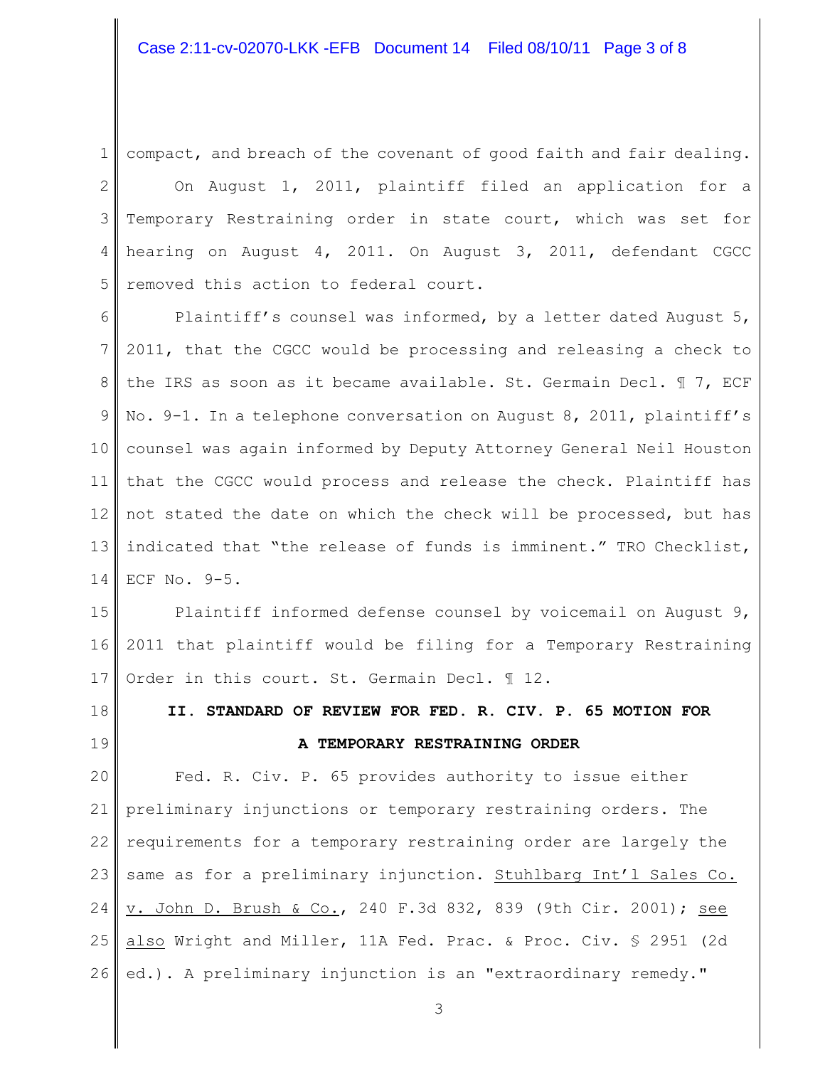compact, and breach of the covenant of good faith and fair dealing.

On August 1, 2011, plaintiff filed an application for a Temporary Restraining order in state court, which was set for hearing on August 4, 2011. On August 3, 2011, defendant CGCC removed this action to federal court.

Plaintiff's counsel was informed, by a letter dated August 5, 2011, that the CGCC would be processing and releasing a check to the IRS as soon as it became available. St. Germain Decl. ¶ 7, ECF No. 9-1. In a telephone conversation on August 8, 2011, plaintiff's counsel was again informed by Deputy Attorney General Neil Houston that the CGCC would process and release the check. Plaintiff has not stated the date on which the check will be processed, but has indicated that "the release of funds is imminent." TRO Checklist, ECF No. 9-5.

Plaintiff informed defense counsel by voicemail on August 9, 2011 that plaintiff would be filing for a Temporary Restraining Order in this court. St. Germain Decl. ¶ 12.

## II. STANDARD OF REVIEW FOR FED. R. CIV. P. 65 MOTION FOR A TEMPORARY RESTRAINING ORDER

Fed. R. Civ. P. 65 provides authority to issue either preliminary injunctions or temporary restraining orders. The requirements for a temporary restraining order are largely the same as for a preliminary injunction. Stuhlbarg Int'l Sales Co. v. John D. Brush & Co., 240 F.3d 832, 839 (9th Cir. 2001); see also Wright and Miller, 11A Fed. Prac. & Proc. Civ. § 2951 (2d ed.). A preliminary injunction is an "extraordinary remedy."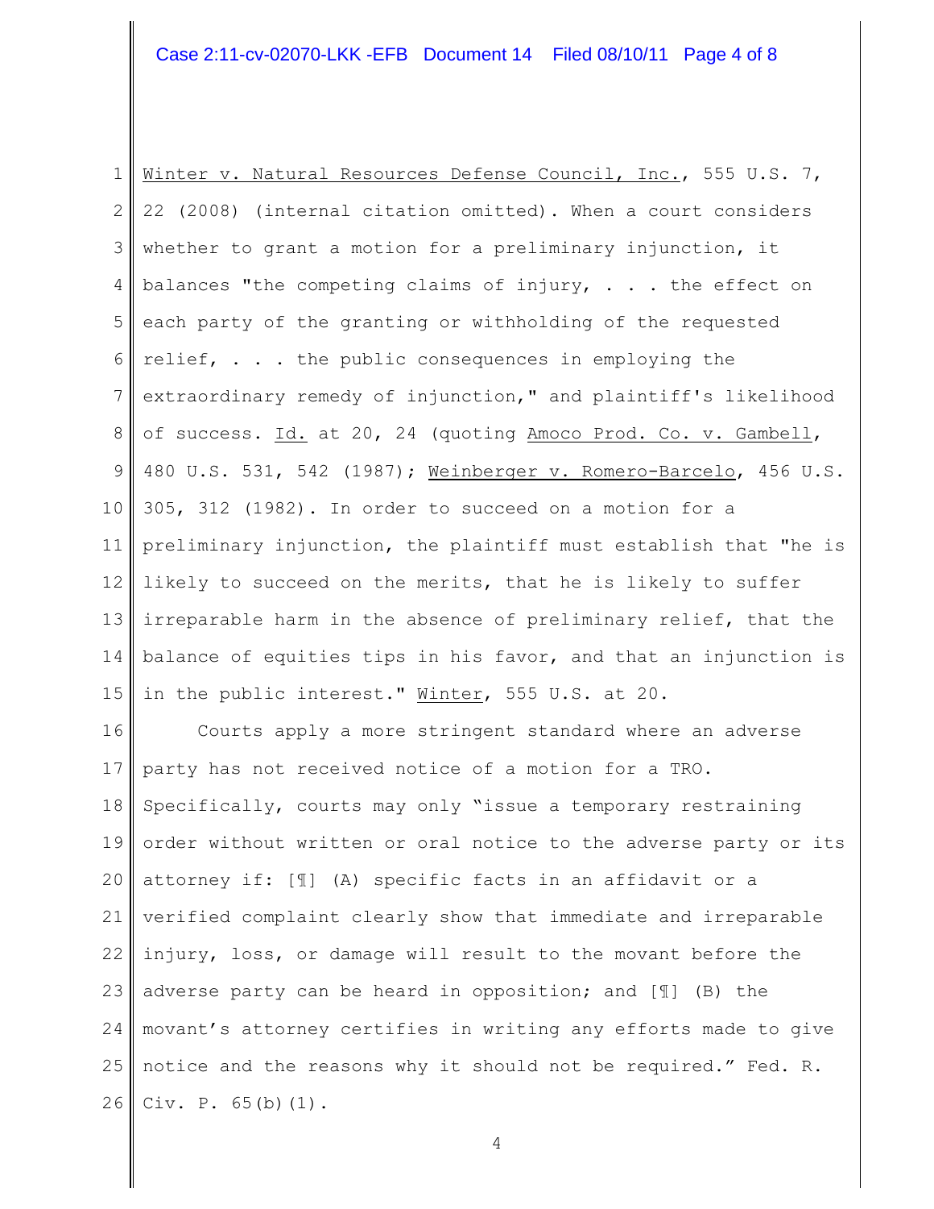Winter v. Natural Resources Defense Council, Inc., 555 U.S. 7, 22 (2008) (internal citation omitted). When a court considers whether to grant a motion for a preliminary injunction, it balances "the competing claims of injury, . . . the effect on each party of the granting or withholding of the requested relief, . . . the public consequences in employing the extraordinary remedy of injunction," and plaintiff's likelihood of success. Id. at 20, 24 (quoting Amoco Prod. Co. v. Gambell, 480 U.S. 531, 542 (1987); Weinberger v. Romero-Barcelo, 456 U.S. 305, 312 (1982). In order to succeed on a motion for a preliminary injunction, the plaintiff must establish that "he is likely to succeed on the merits, that he is likely to suffer irreparable harm in the absence of preliminary relief, that the balance of equities tips in his favor, and that an injunction is in the public interest." Winter, 555 U.S. at 20.

Courts apply a more stringent standard where an adverse party has not received notice of a motion for a TRO. Specifically, courts may only "issue a temporary restraining order without written or oral notice to the adverse party or its attorney if: [¶] (A) specific facts in an affidavit or a verified complaint clearly show that immediate and irreparable injury, loss, or damage will result to the movant before the adverse party can be heard in opposition; and [¶] (B) the movant's attorney certifies in writing any efforts made to give notice and the reasons why it should not be required." Fed. R. Civ. P. 65(b)(1).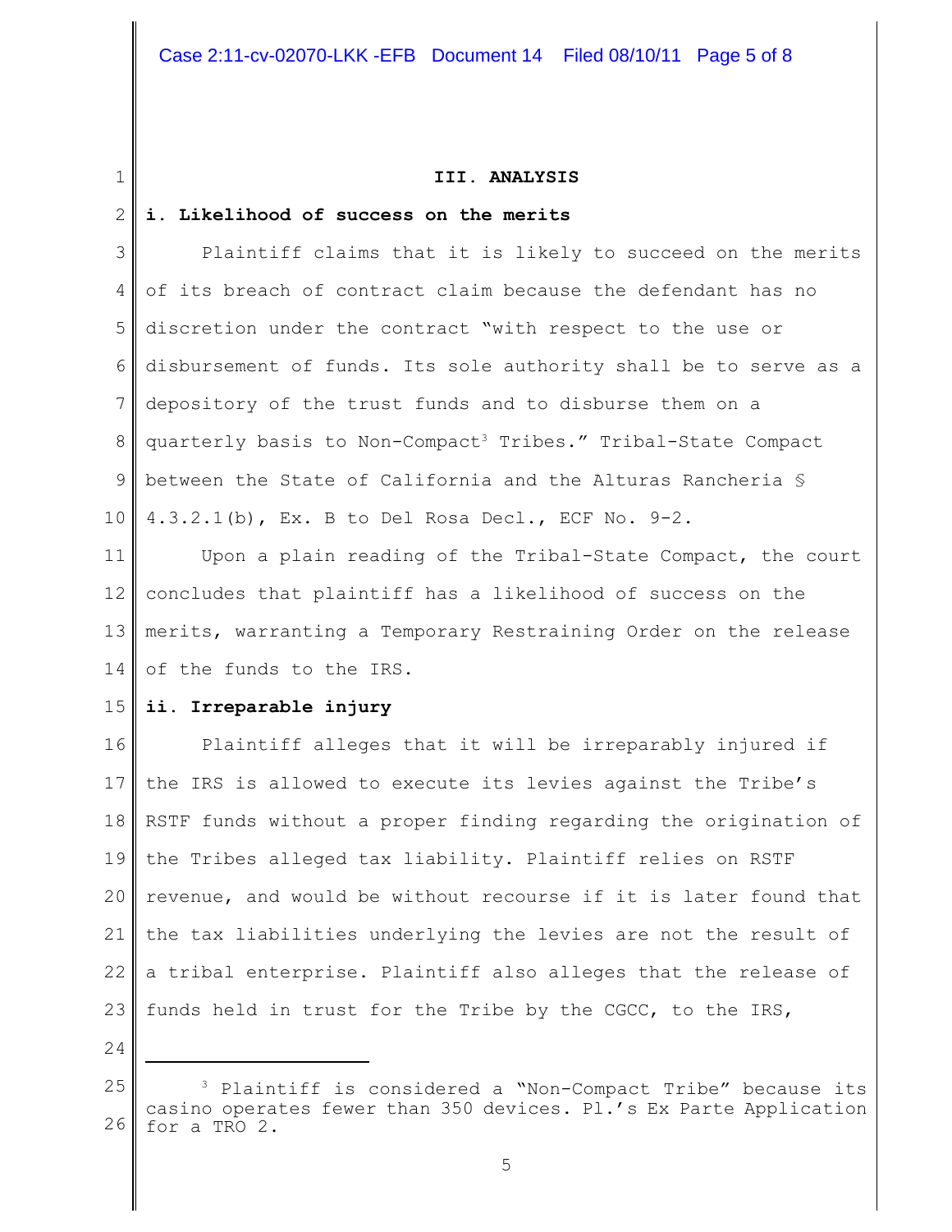## III. ANALYSIS

**i. Likelihood of success on the merits**

Plaintiff claims that it is likely to succeed on the merits of its breach of contract claim because the defendant has no discretion under the contract "with respect to the use or disbursement of funds. Its sole authority shall be to serve as a depository of the trust funds and to disburse them on a quarterly basis to Non-Compact[3] Tribes." Tribal-State Compact between the State of California and the Alturas Rancheria § 4.3.2.1(b), Ex. B to Del Rosa Decl., ECF No. 9-2.

Upon a plain reading of the Tribal-State Compact, the court concludes that plaintiff has a likelihood of success on the merits, warranting a Temporary Restraining Order on the release of the funds to the IRS.

**ii. Irreparable injury**

Plaintiff alleges that it will be irreparably injured if the IRS is allowed to execute its levies against the Tribe's RSTF funds without a proper finding regarding the origination of the Tribes alleged tax liability. Plaintiff relies on RSTF revenue, and would be without recourse if it is later found that the tax liabilities underlying the levies are not the result of a tribal enterprise. Plaintiff also alleges that the release of funds held in trust for the Tribe by the CGCC, to the IRS,

---

[3] Plaintiff is considered a "Non-Compact Tribe" because its casino operates fewer than 350 devices. Pl.'s Ex Parte Application for a TRO 2.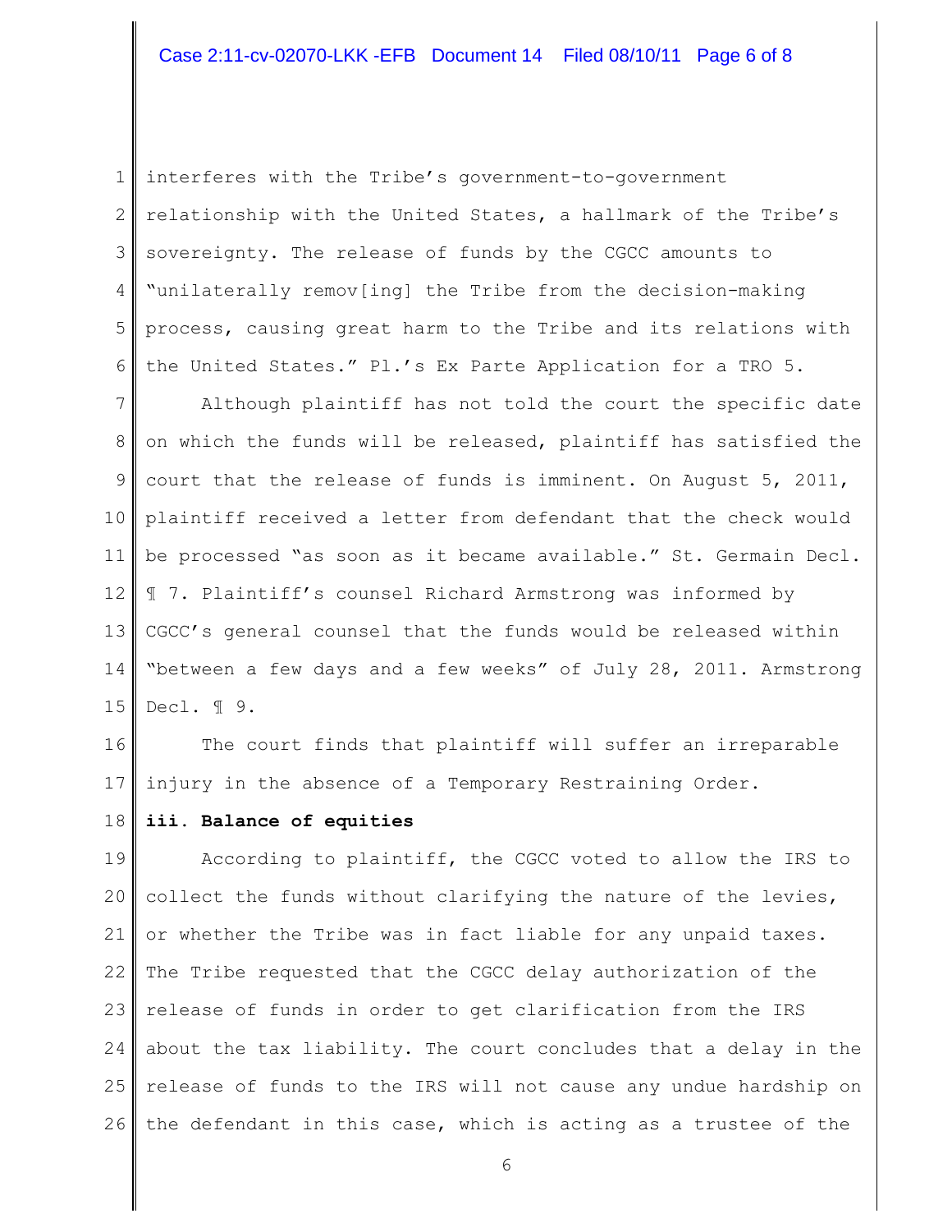interferes with the Tribe's government-to-government relationship with the United States, a hallmark of the Tribe's sovereignty. The release of funds by the CGCC amounts to "unilaterally remov[ing] the Tribe from the decision-making process, causing great harm to the Tribe and its relations with the United States." Pl.'s Ex Parte Application for a TRO 5.

Although plaintiff has not told the court the specific date on which the funds will be released, plaintiff has satisfied the court that the release of funds is imminent. On August 5, 2011, plaintiff received a letter from defendant that the check would be processed "as soon as it became available." St. Germain Decl. ¶ 7. Plaintiff's counsel Richard Armstrong was informed by CGCC's general counsel that the funds would be released within "between a few days and a few weeks" of July 28, 2011. Armstrong Decl. ¶ 9.

The court finds that plaintiff will suffer an irreparable injury in the absence of a Temporary Restraining Order.

**iii. Balance of equities**

According to plaintiff, the CGCC voted to allow the IRS to collect the funds without clarifying the nature of the levies, or whether the Tribe was in fact liable for any unpaid taxes. The Tribe requested that the CGCC delay authorization of the release of funds in order to get clarification from the IRS about the tax liability. The court concludes that a delay in the release of funds to the IRS will not cause any undue hardship on the defendant in this case, which is acting as a trustee of the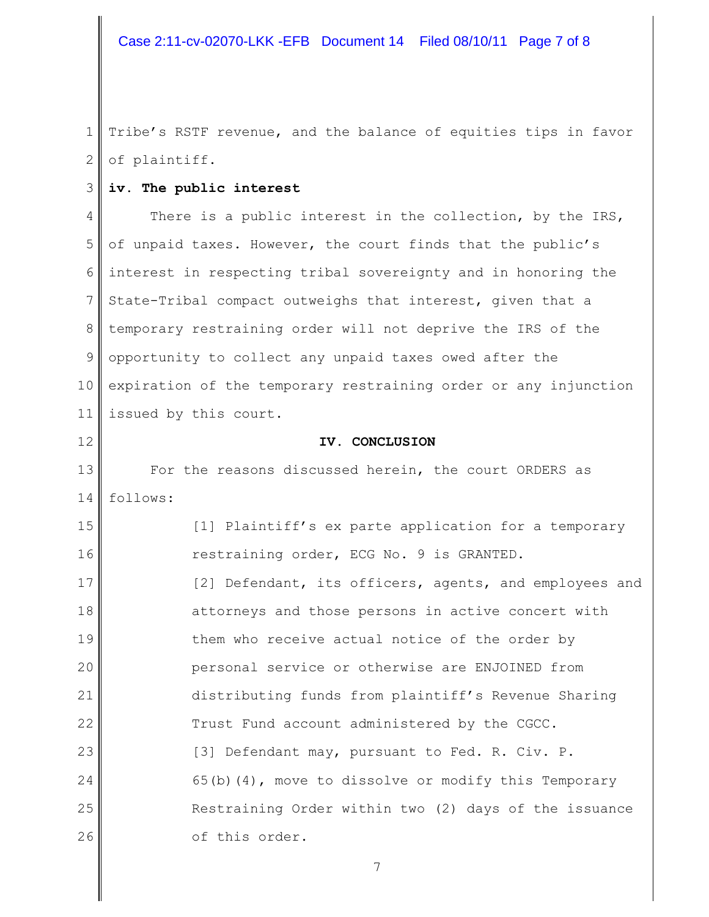Tribe's RSTF revenue, and the balance of equities tips in favor of plaintiff.

**iv. The public interest**

There is a public interest in the collection, by the IRS, of unpaid taxes. However, the court finds that the public's interest in respecting tribal sovereignty and in honoring the State-Tribal compact outweighs that interest, given that a temporary restraining order will not deprive the IRS of the opportunity to collect any unpaid taxes owed after the expiration of the temporary restraining order or any injunction issued by this court.

## IV. CONCLUSION

For the reasons discussed herein, the court ORDERS as follows:

[1] Plaintiff's ex parte application for a temporary restraining order, ECG No. 9 is GRANTED.

[2] Defendant, its officers, agents, and employees and attorneys and those persons in active concert with them who receive actual notice of the order by personal service or otherwise are ENJOINED from distributing funds from plaintiff's Revenue Sharing Trust Fund account administered by the CGCC.

[3] Defendant may, pursuant to Fed. R. Civ. P. 65(b)(4), move to dissolve or modify this Temporary Restraining Order within two (2) days of the issuance of this order.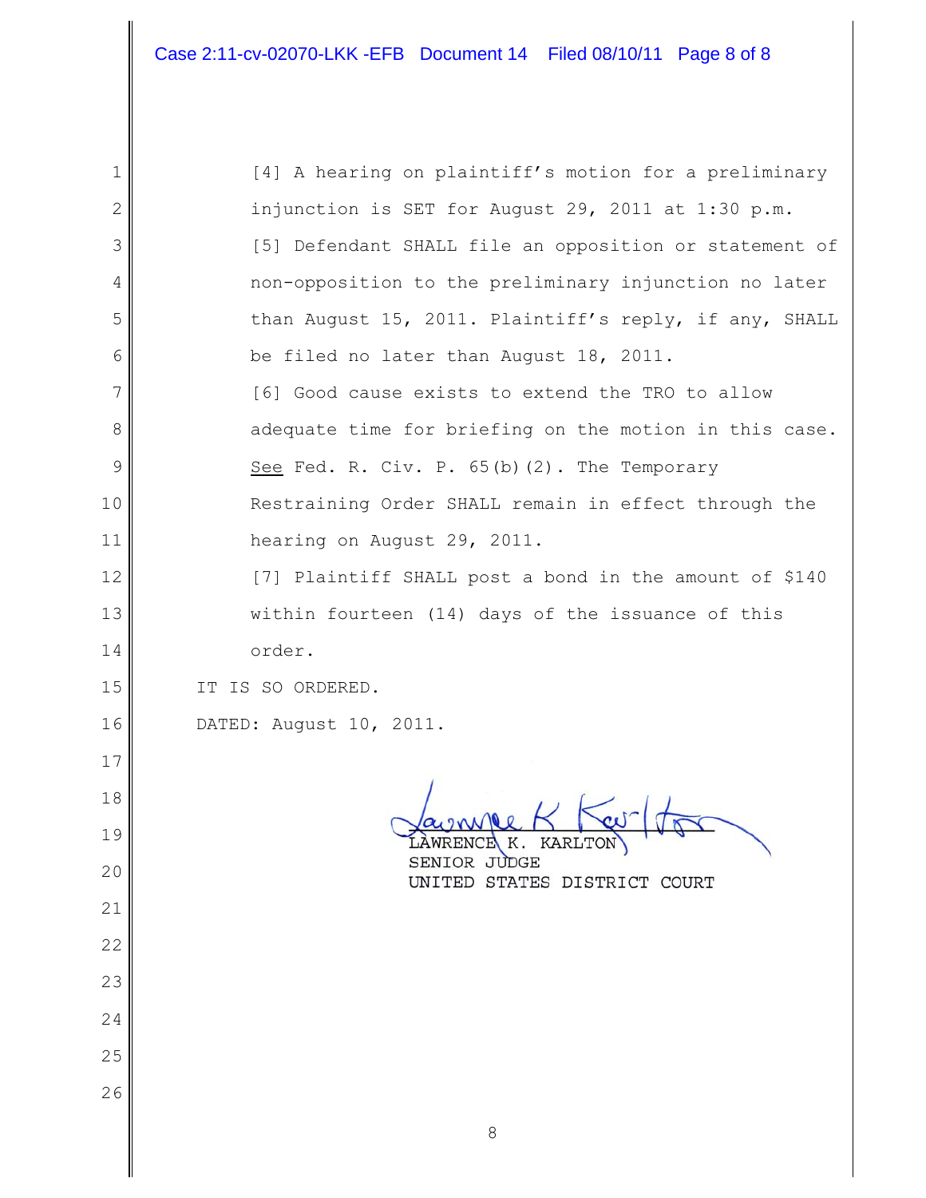[4] A hearing on plaintiff's motion for a preliminary injunction is SET for August 29, 2011 at 1:30 p.m.

[5] Defendant SHALL file an opposition or statement of non-opposition to the preliminary injunction no later than August 15, 2011. Plaintiff's reply, if any, SHALL be filed no later than August 18, 2011.

[6] Good cause exists to extend the TRO to allow adequate time for briefing on the motion in this case. See Fed. R. Civ. P. 65(b)(2). The Temporary Restraining Order SHALL remain in effect through the hearing on August 29, 2011.

[7] Plaintiff SHALL post a bond in the amount of $140 within fourteen (14) days of the issuance of this order.

IT IS SO ORDERED.

DATED: August 10, 2011.

LAWRENCE K. KARLTON
SENIOR JUDGE
UNITED STATES DISTRICT COURT